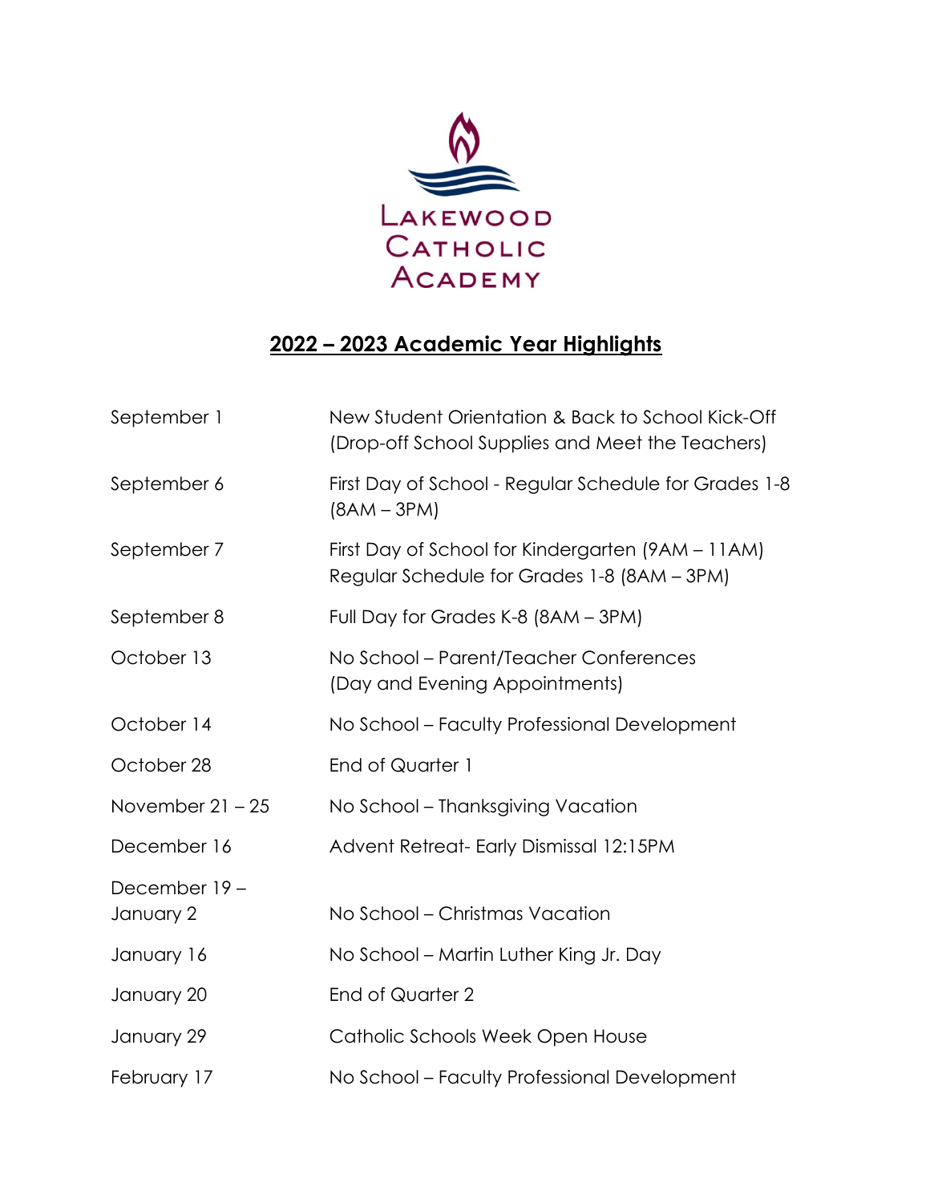Lakewood Catholic Academy

## 2022 – 2023 Academic Year Highlights

| | |
|---|---|
| September 1 | New Student Orientation & Back to School Kick-Off (Drop-off School Supplies and Meet the Teachers) |
| September 6 | First Day of School - Regular Schedule for Grades 1-8 (8AM – 3PM) |
| September 7 | First Day of School for Kindergarten (9AM – 11AM) Regular Schedule for Grades 1-8 (8AM – 3PM) |
| September 8 | Full Day for Grades K-8 (8AM – 3PM) |
| October 13 | No School – Parent/Teacher Conferences (Day and Evening Appointments) |
| October 14 | No School – Faculty Professional Development |
| October 28 | End of Quarter 1 |
| November 21 – 25 | No School – Thanksgiving Vacation |
| December 16 | Advent Retreat- Early Dismissal 12:15PM |
| December 19 – January 2 | No School – Christmas Vacation |
| January 16 | No School – Martin Luther King Jr. Day |
| January 20 | End of Quarter 2 |
| January 29 | Catholic Schools Week Open House |
| February 17 | No School – Faculty Professional Development |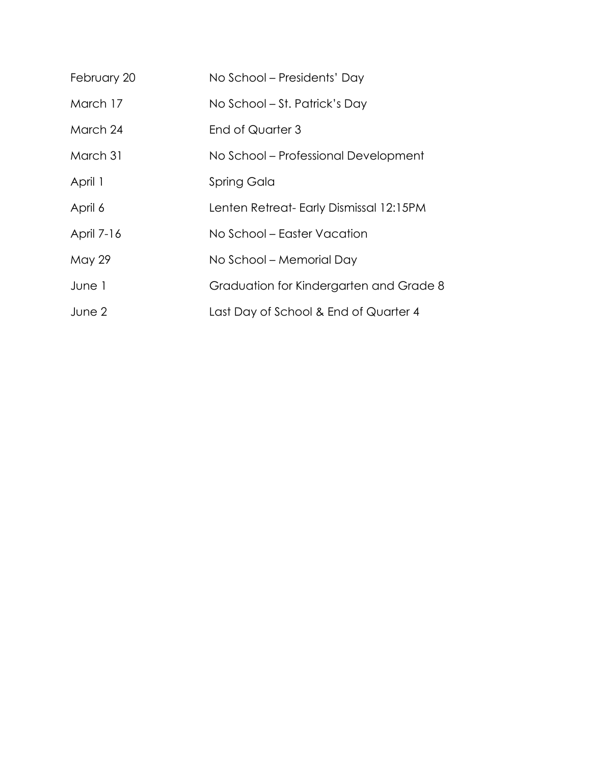| | |
|---|---|
| February 20 | No School – Presidents' Day |
| March 17 | No School – St. Patrick's Day |
| March 24 | End of Quarter 3 |
| March 31 | No School – Professional Development |
| April 1 | Spring Gala |
| April 6 | Lenten Retreat- Early Dismissal 12:15PM |
| April 7-16 | No School – Easter Vacation |
| May 29 | No School – Memorial Day |
| June 1 | Graduation for Kindergarten and Grade 8 |
| June 2 | Last Day of School & End of Quarter 4 |